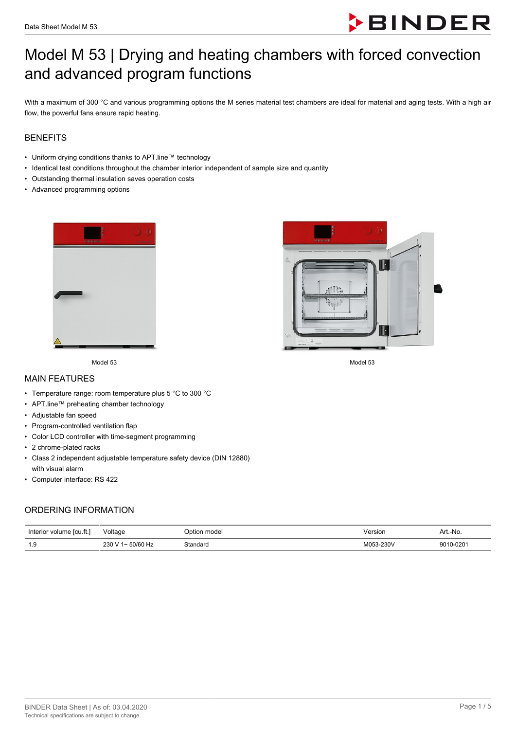# Model M 53 | Drying and heating chambers with forced convection and advanced program functions

With a maximum of 300 °C and various programming options the M series material test chambers are ideal for material and aging tests. With a high air flow, the powerful fans ensure rapid heating.

## BENEFITS

- Uniform drying conditions thanks to APT.line™ technology
- Identical test conditions throughout the chamber interior independent of sample size and quantity
- Outstanding thermal insulation saves operation costs
- Advanced programming options

Model 53

Model 53

## MAIN FEATURES

- Temperature range: room temperature plus 5 °C to 300 °C
- APT.line™ preheating chamber technology
- Adjustable fan speed
- Program-controlled ventilation flap
- Color LCD controller with time-segment programming
- 2 chrome-plated racks
- Class 2 independent adjustable temperature safety device (DIN 12880) with visual alarm
- Computer interface: RS 422

## ORDERING INFORMATION

| Interior volume [cu.ft.] | Voltage | Option model | Version | Art.-No. |
|---|---|---|---|---|
| 1.9 | 230 V 1~ 50/60 Hz | Standard | M053-230V | 9010-0201 |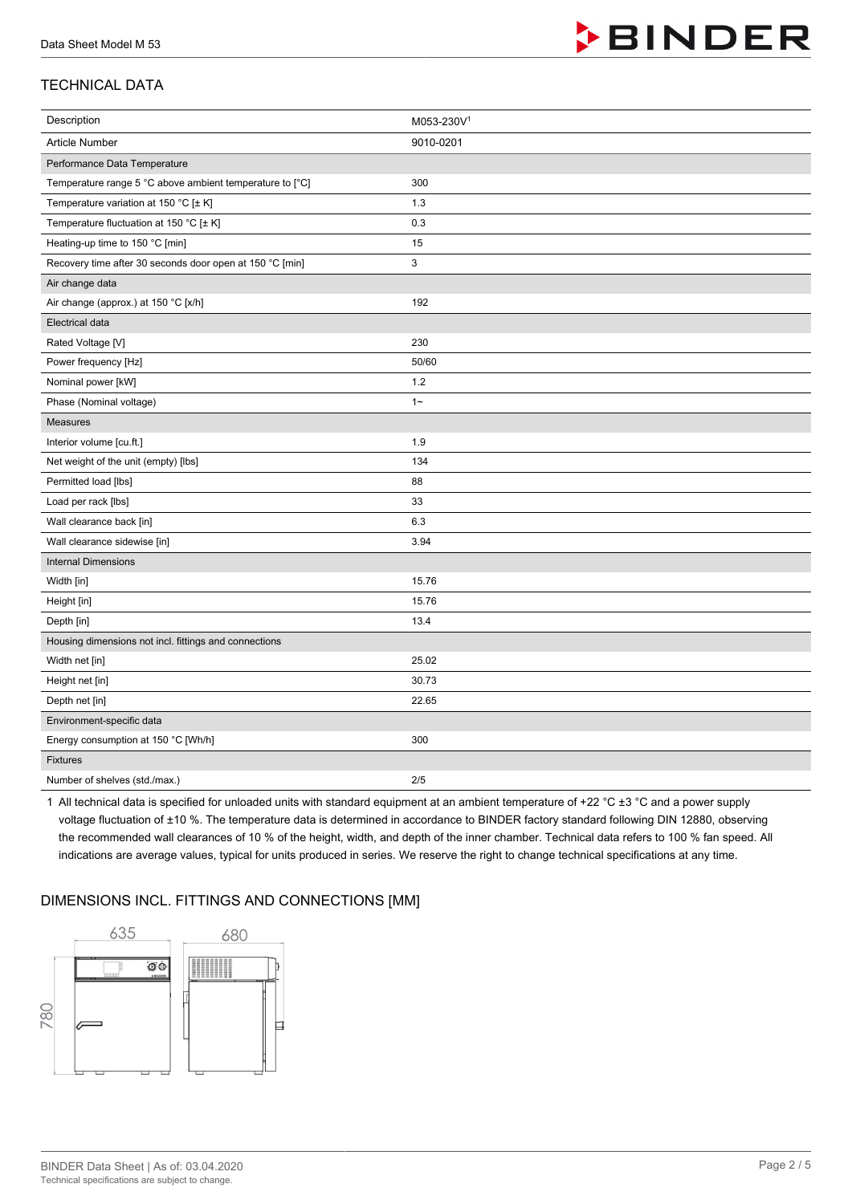## TECHNICAL DATA

| Description | M053-230V[1] |
|---|---|
| Article Number | 9010-0201 |
| **Performance Data Temperature** | |
| Temperature range 5 °C above ambient temperature to [°C] | 300 |
| Temperature variation at 150 °C [± K] | 1.3 |
| Temperature fluctuation at 150 °C [± K] | 0.3 |
| Heating-up time to 150 °C [min] | 15 |
| Recovery time after 30 seconds door open at 150 °C [min] | 3 |
| **Air change data** | |
| Air change (approx.) at 150 °C [x/h] | 192 |
| **Electrical data** | |
| Rated Voltage [V] | 230 |
| Power frequency [Hz] | 50/60 |
| Nominal power [kW] | 1.2 |
| Phase (Nominal voltage) | 1~ |
| **Measures** | |
| Interior volume [cu.ft.] | 1.9 |
| Net weight of the unit (empty) [lbs] | 134 |
| Permitted load [lbs] | 88 |
| Load per rack [lbs] | 33 |
| Wall clearance back [in] | 6.3 |
| Wall clearance sidewise [in] | 3.94 |
| **Internal Dimensions** | |
| Width [in] | 15.76 |
| Height [in] | 15.76 |
| Depth [in] | 13.4 |
| **Housing dimensions not incl. fittings and connections** | |
| Width net [in] | 25.02 |
| Height net [in] | 30.73 |
| Depth net [in] | 22.65 |
| **Environment-specific data** | |
| Energy consumption at 150 °C [Wh/h] | 300 |
| **Fixtures** | |
| Number of shelves (std./max.) | 2/5 |

1 All technical data is specified for unloaded units with standard equipment at an ambient temperature of +22 °C ±3 °C and a power supply voltage fluctuation of ±10 %. The temperature data is determined in accordance to BINDER factory standard following DIN 12880, observing the recommended wall clearances of 10 % of the height, width, and depth of the inner chamber. Technical data refers to 100 % fan speed. All indications are average values, typical for units produced in series. We reserve the right to change technical specifications at any time.

## DIMENSIONS INCL. FITTINGS AND CONNECTIONS [MM]

635

680

780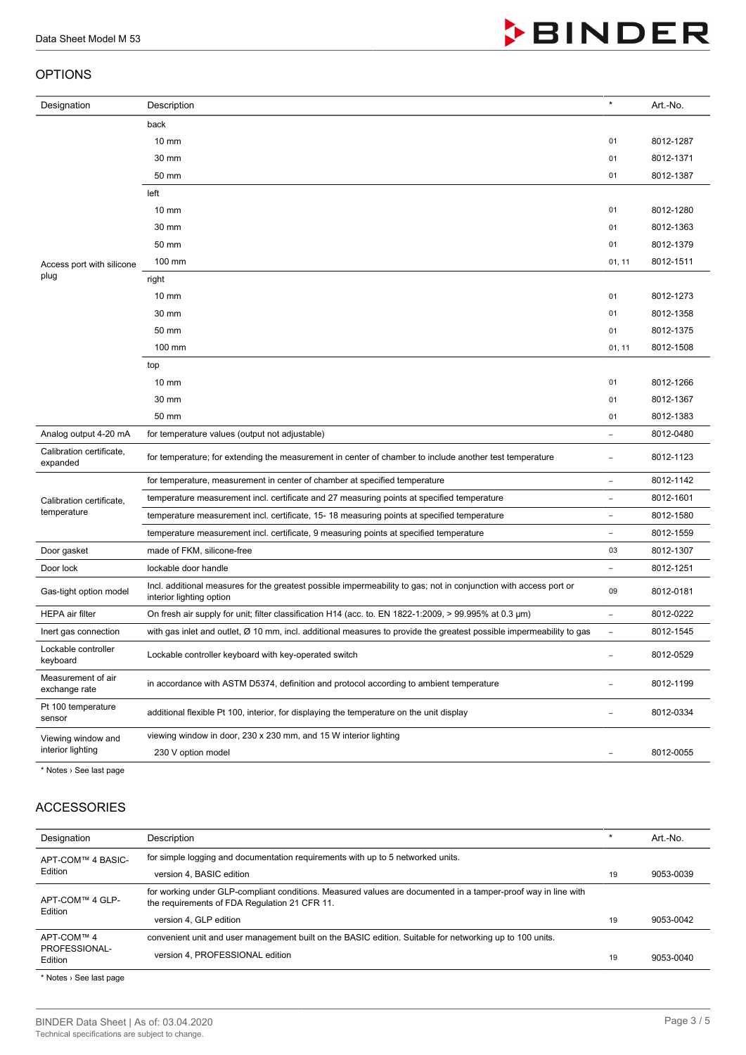## OPTIONS

| Designation | Description | * | Art.-No. |
|---|---|---|---|
| Access port with silicone plug | back | | |
| | 10 mm | 01 | 8012-1287 |
| | 30 mm | 01 | 8012-1371 |
| | 50 mm | 01 | 8012-1387 |
| | left | | |
| | 10 mm | 01 | 8012-1280 |
| | 30 mm | 01 | 8012-1363 |
| | 50 mm | 01 | 8012-1379 |
| | 100 mm | 01, 11 | 8012-1511 |
| | right | | |
| | 10 mm | 01 | 8012-1273 |
| | 30 mm | 01 | 8012-1358 |
| | 50 mm | 01 | 8012-1375 |
| | 100 mm | 01, 11 | 8012-1508 |
| | top | | |
| | 10 mm | 01 | 8012-1266 |
| | 30 mm | 01 | 8012-1367 |
| | 50 mm | 01 | 8012-1383 |
| Analog output 4-20 mA | for temperature values (output not adjustable) | – | 8012-0480 |
| Calibration certificate, expanded | for temperature; for extending the measurement in center of chamber to include another test temperature | – | 8012-1123 |
| Calibration certificate, temperature | for temperature, measurement in center of chamber at specified temperature | – | 8012-1142 |
| | temperature measurement incl. certificate and 27 measuring points at specified temperature | – | 8012-1601 |
| | temperature measurement incl. certificate, 15- 18 measuring points at specified temperature | – | 8012-1580 |
| | temperature measurement incl. certificate, 9 measuring points at specified temperature | – | 8012-1559 |
| Door gasket | made of FKM, silicone-free | 03 | 8012-1307 |
| Door lock | lockable door handle | – | 8012-1251 |
| Gas-tight option model | Incl. additional measures for the greatest possible impermeability to gas; not in conjunction with access port or interior lighting option | 09 | 8012-0181 |
| HEPA air filter | On fresh air supply for unit; filter classification H14 (acc. to. EN 1822-1:2009, > 99.995% at 0.3 µm) | – | 8012-0222 |
| Inert gas connection | with gas inlet and outlet, Ø 10 mm, incl. additional measures to provide the greatest possible impermeability to gas | – | 8012-1545 |
| Lockable controller keyboard | Lockable controller keyboard with key-operated switch | – | 8012-0529 |
| Measurement of air exchange rate | in accordance with ASTM D5374, definition and protocol according to ambient temperature | – | 8012-1199 |
| Pt 100 temperature sensor | additional flexible Pt 100, interior, for displaying the temperature on the unit display | – | 8012-0334 |
| Viewing window and interior lighting | viewing window in door, 230 x 230 mm, and 15 W interior lighting | | |
| | 230 V option model | – | 8012-0055 |

\* Notes › See last page

## ACCESSORIES

| Designation | Description | * | Art.-No. |
|---|---|---|---|
| APT-COM™ 4 BASIC-Edition | for simple logging and documentation requirements with up to 5 networked units. | | |
| | version 4, BASIC edition | 19 | 9053-0039 |
| APT-COM™ 4 GLP-Edition | for working under GLP-compliant conditions. Measured values are documented in a tamper-proof way in line with the requirements of FDA Regulation 21 CFR 11. | | |
| | version 4, GLP edition | 19 | 9053-0042 |
| APT-COM™ 4 PROFESSIONAL-Edition | convenient unit and user management built on the BASIC edition. Suitable for networking up to 100 units. | | |
| | version 4, PROFESSIONAL edition | 19 | 9053-0040 |

\* Notes › See last page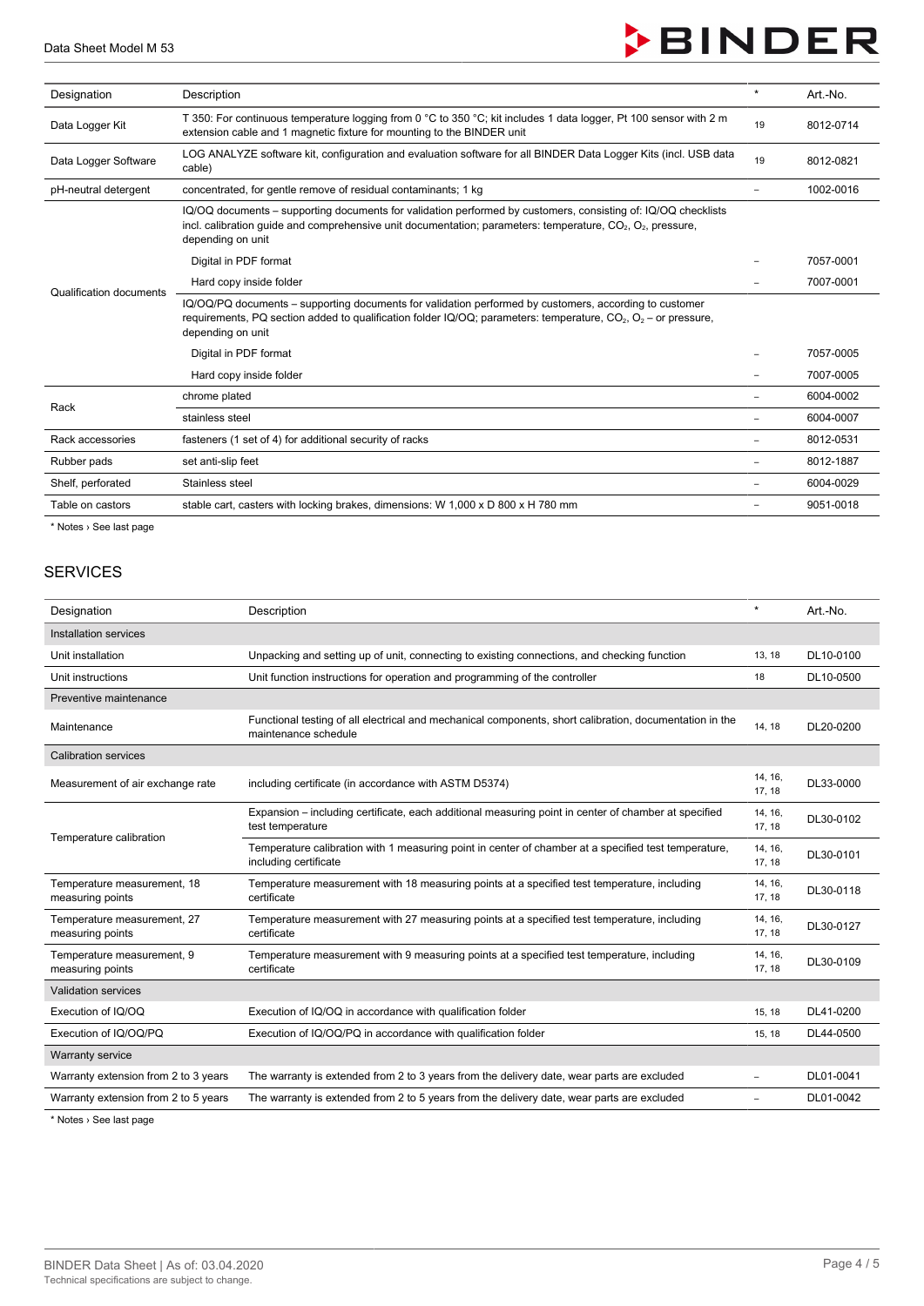| Designation | Description | * | Art.-No. |
|---|---|---|---|
| Data Logger Kit | T 350: For continuous temperature logging from 0 °C to 350 °C; kit includes 1 data logger, Pt 100 sensor with 2 m extension cable and 1 magnetic fixture for mounting to the BINDER unit | 19 | 8012-0714 |
| Data Logger Software | LOG ANALYZE software kit, configuration and evaluation software for all BINDER Data Logger Kits (incl. USB data cable) | 19 | 8012-0821 |
| pH-neutral detergent | concentrated, for gentle remove of residual contaminants; 1 kg | – | 1002-0016 |
| Qualification documents | IQ/OQ documents – supporting documents for validation performed by customers, consisting of: IQ/OQ checklists incl. calibration guide and comprehensive unit documentation; parameters: temperature, $CO_2$, $O_2$, pressure, depending on unit | | |
| | Digital in PDF format | – | 7057-0001 |
| | Hard copy inside folder | – | 7007-0001 |
| | IQ/OQ/PQ documents – supporting documents for validation performed by customers, according to customer requirements, PQ section added to qualification folder IQ/OQ; parameters: temperature, $CO_2$, $O_2$ – or pressure, depending on unit | | |
| | Digital in PDF format | – | 7057-0005 |
| | Hard copy inside folder | – | 7007-0005 |
| Rack | chrome plated | – | 6004-0002 |
| | stainless steel | – | 6004-0007 |
| Rack accessories | fasteners (1 set of 4) for additional security of racks | – | 8012-0531 |
| Rubber pads | set anti-slip feet | – | 8012-1887 |
| Shelf, perforated | Stainless steel | – | 6004-0029 |
| Table on castors | stable cart, casters with locking brakes, dimensions: W 1,000 x D 800 x H 780 mm | – | 9051-0018 |

* Notes › See last page

## SERVICES

| Designation | Description | * | Art.-No. |
|---|---|---|---|
| Installation services | | | |
| Unit installation | Unpacking and setting up of unit, connecting to existing connections, and checking function | 13, 18 | DL10-0100 |
| Unit instructions | Unit function instructions for operation and programming of the controller | 18 | DL10-0500 |
| Preventive maintenance | | | |
| Maintenance | Functional testing of all electrical and mechanical components, short calibration, documentation in the maintenance schedule | 14, 18 | DL20-0200 |
| Calibration services | | | |
| Measurement of air exchange rate | including certificate (in accordance with ASTM D5374) | 14, 16, 17, 18 | DL33-0000 |
| Temperature calibration | Expansion – including certificate, each additional measuring point in center of chamber at specified test temperature | 14, 16, 17, 18 | DL30-0102 |
| | Temperature calibration with 1 measuring point in center of chamber at a specified test temperature, including certificate | 14, 16, 17, 18 | DL30-0101 |
| Temperature measurement, 18 measuring points | Temperature measurement with 18 measuring points at a specified test temperature, including certificate | 14, 16, 17, 18 | DL30-0118 |
| Temperature measurement, 27 measuring points | Temperature measurement with 27 measuring points at a specified test temperature, including certificate | 14, 16, 17, 18 | DL30-0127 |
| Temperature measurement, 9 measuring points | Temperature measurement with 9 measuring points at a specified test temperature, including certificate | 14, 16, 17, 18 | DL30-0109 |
| Validation services | | | |
| Execution of IQ/OQ | Execution of IQ/OQ in accordance with qualification folder | 15, 18 | DL41-0200 |
| Execution of IQ/OQ/PQ | Execution of IQ/OQ/PQ in accordance with qualification folder | 15, 18 | DL44-0500 |
| Warranty service | | | |
| Warranty extension from 2 to 3 years | The warranty is extended from 2 to 3 years from the delivery date, wear parts are excluded | – | DL01-0041 |
| Warranty extension from 2 to 5 years | The warranty is extended from 2 to 5 years from the delivery date, wear parts are excluded | – | DL01-0042 |

* Notes › See last page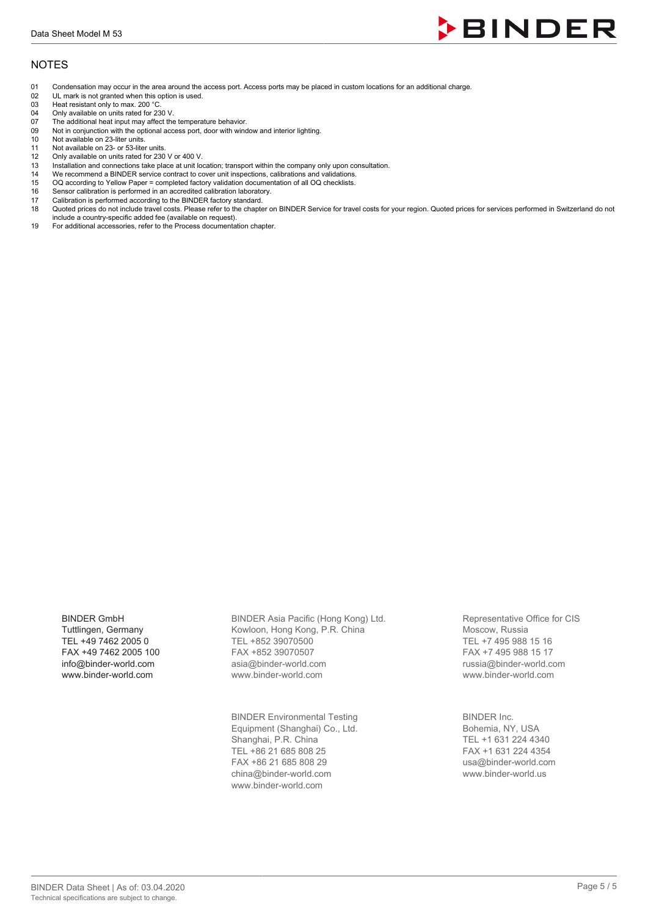## NOTES

01 Condensation may occur in the area around the access port. Access ports may be placed in custom locations for an additional charge.
02 UL mark is not granted when this option is used.
03 Heat resistant only to max. 200 °C.
04 Only available on units rated for 230 V.
07 The additional heat input may affect the temperature behavior.
09 Not in conjunction with the optional access port, door with window and interior lighting.
10 Not available on 23-liter units.
11 Not available on 23- or 53-liter units.
12 Only available on units rated for 230 V or 400 V.
13 Installation and connections take place at unit location; transport within the company only upon consultation.
14 We recommend a BINDER service contract to cover unit inspections, calibrations and validations.
15 OQ according to Yellow Paper = completed factory validation documentation of all OQ checklists.
16 Sensor calibration is performed in an accredited calibration laboratory.
17 Calibration is performed according to the BINDER factory standard.
18 Quoted prices do not include travel costs. Please refer to the chapter on BINDER Service for travel costs for your region. Quoted prices for services performed in Switzerland do not include a country-specific added fee (available on request).
19 For additional accessories, refer to the Process documentation chapter.

BINDER GmbH
Tuttlingen, Germany
TEL +49 7462 2005 0
FAX +49 7462 2005 100
info@binder-world.com
www.binder-world.com

BINDER Asia Pacific (Hong Kong) Ltd.
Kowloon, Hong Kong, P.R. China
TEL +852 39070500
FAX +852 39070507
asia@binder-world.com
www.binder-world.com

Representative Office for CIS
Moscow, Russia
TEL +7 495 988 15 16
FAX +7 495 988 15 17
russia@binder-world.com
www.binder-world.com

BINDER Environmental Testing Equipment (Shanghai) Co., Ltd.
Shanghai, P.R. China
TEL +86 21 685 808 25
FAX +86 21 685 808 29
china@binder-world.com
www.binder-world.com

BINDER Inc.
Bohemia, NY, USA
TEL +1 631 224 4340
FAX +1 631 224 4354
usa@binder-world.com
www.binder-world.us

BINDER Data Sheet | As of: 03.04.2020
Technical specifications are subject to change.